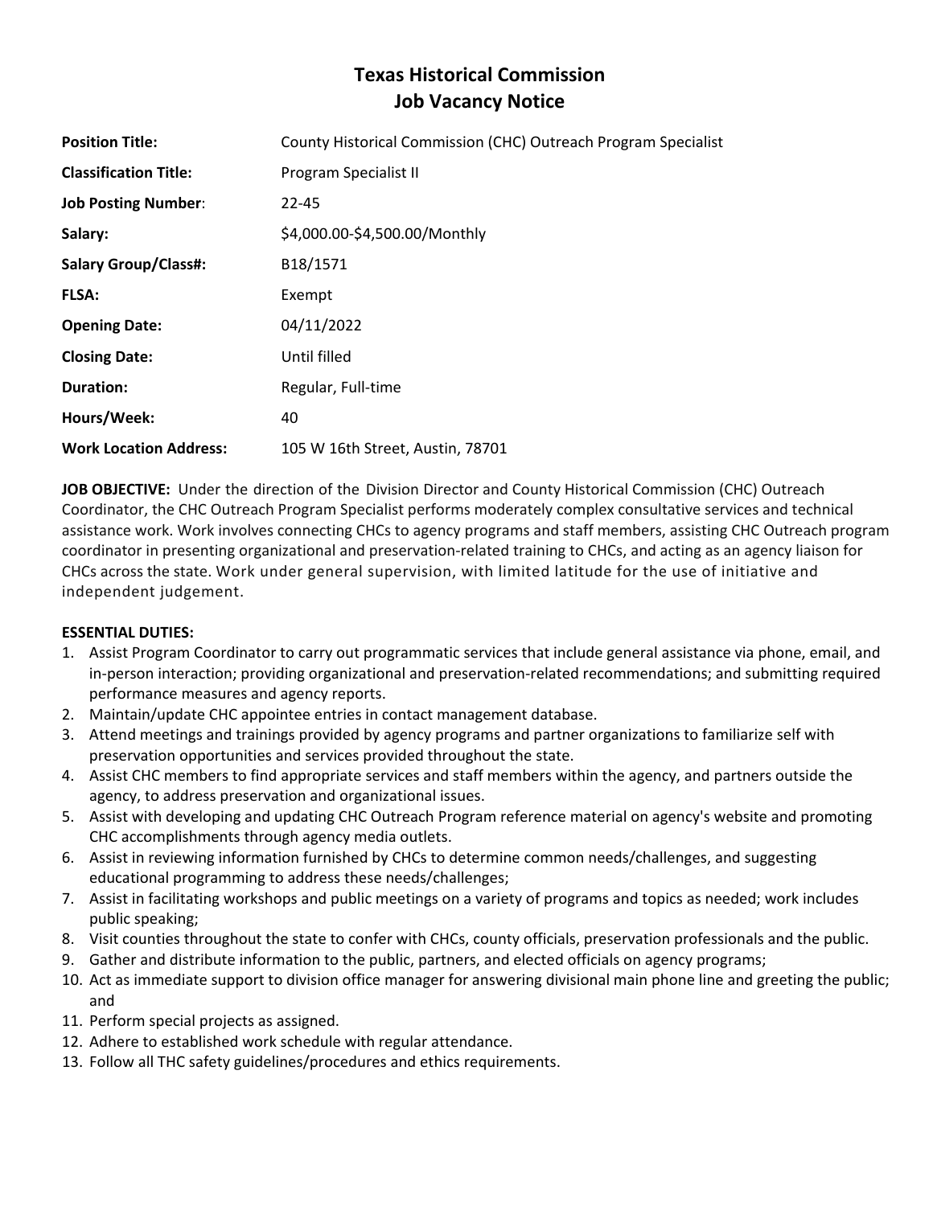# Texas Historical Commission
## Job Vacancy Notice

| | |
|---|---|
| **Position Title:** | County Historical Commission (CHC) Outreach Program Specialist |
| **Classification Title:** | Program Specialist II |
| **Job Posting Number**: | 22-45 |
| **Salary:** | $4,000.00-$4,500.00/Monthly |
| **Salary Group/Class#:** | B18/1571 |
| **FLSA:** | Exempt |
| **Opening Date:** | 04/11/2022 |
| **Closing Date:** | Until filled |
| **Duration:** | Regular, Full-time |
| **Hours/Week:** | 40 |
| **Work Location Address:** | 105 W 16th Street, Austin, 78701 |

**JOB OBJECTIVE:** Under the direction of the Division Director and County Historical Commission (CHC) Outreach Coordinator, the CHC Outreach Program Specialist performs moderately complex consultative services and technical assistance work. Work involves connecting CHCs to agency programs and staff members, assisting CHC Outreach program coordinator in presenting organizational and preservation-related training to CHCs, and acting as an agency liaison for CHCs across the state. Work under general supervision, with limited latitude for the use of initiative and independent judgement.

**ESSENTIAL DUTIES:**

1. Assist Program Coordinator to carry out programmatic services that include general assistance via phone, email, and in-person interaction; providing organizational and preservation-related recommendations; and submitting required performance measures and agency reports.
2. Maintain/update CHC appointee entries in contact management database.
3. Attend meetings and trainings provided by agency programs and partner organizations to familiarize self with preservation opportunities and services provided throughout the state.
4. Assist CHC members to find appropriate services and staff members within the agency, and partners outside the agency, to address preservation and organizational issues.
5. Assist with developing and updating CHC Outreach Program reference material on agency's website and promoting CHC accomplishments through agency media outlets.
6. Assist in reviewing information furnished by CHCs to determine common needs/challenges, and suggesting educational programming to address these needs/challenges;
7. Assist in facilitating workshops and public meetings on a variety of programs and topics as needed; work includes public speaking;
8. Visit counties throughout the state to confer with CHCs, county officials, preservation professionals and the public.
9. Gather and distribute information to the public, partners, and elected officials on agency programs;
10. Act as immediate support to division office manager for answering divisional main phone line and greeting the public; and
11. Perform special projects as assigned.
12. Adhere to established work schedule with regular attendance.
13. Follow all THC safety guidelines/procedures and ethics requirements.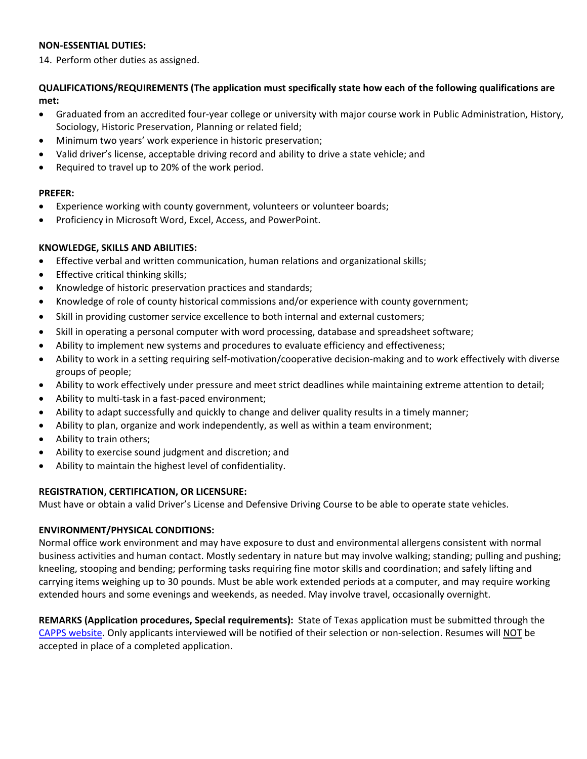**NON-ESSENTIAL DUTIES:**

14. Perform other duties as assigned.

**QUALIFICATIONS/REQUIREMENTS (The application must specifically state how each of the following qualifications are met:**

- Graduated from an accredited four-year college or university with major course work in Public Administration, History, Sociology, Historic Preservation, Planning or related field;
- Minimum two years' work experience in historic preservation;
- Valid driver's license, acceptable driving record and ability to drive a state vehicle; and
- Required to travel up to 20% of the work period.

**PREFER:**

- Experience working with county government, volunteers or volunteer boards;
- Proficiency in Microsoft Word, Excel, Access, and PowerPoint.

**KNOWLEDGE, SKILLS AND ABILITIES:**

- Effective verbal and written communication, human relations and organizational skills;
- Effective critical thinking skills;
- Knowledge of historic preservation practices and standards;
- Knowledge of role of county historical commissions and/or experience with county government;
- Skill in providing customer service excellence to both internal and external customers;
- Skill in operating a personal computer with word processing, database and spreadsheet software;
- Ability to implement new systems and procedures to evaluate efficiency and effectiveness;
- Ability to work in a setting requiring self-motivation/cooperative decision-making and to work effectively with diverse groups of people;
- Ability to work effectively under pressure and meet strict deadlines while maintaining extreme attention to detail;
- Ability to multi-task in a fast-paced environment;
- Ability to adapt successfully and quickly to change and deliver quality results in a timely manner;
- Ability to plan, organize and work independently, as well as within a team environment;
- Ability to train others;
- Ability to exercise sound judgment and discretion; and
- Ability to maintain the highest level of confidentiality.

**REGISTRATION, CERTIFICATION, OR LICENSURE:**

Must have or obtain a valid Driver's License and Defensive Driving Course to be able to operate state vehicles.

**ENVIRONMENT/PHYSICAL CONDITIONS:**

Normal office work environment and may have exposure to dust and environmental allergens consistent with normal business activities and human contact. Mostly sedentary in nature but may involve walking; standing; pulling and pushing; kneeling, stooping and bending; performing tasks requiring fine motor skills and coordination; and safely lifting and carrying items weighing up to 30 pounds. Must be able work extended periods at a computer, and may require working extended hours and some evenings and weekends, as needed. May involve travel, occasionally overnight.

**REMARKS (Application procedures, Special requirements):** State of Texas application must be submitted through the CAPPS website. Only applicants interviewed will be notified of their selection or non-selection. Resumes will NOT be accepted in place of a completed application.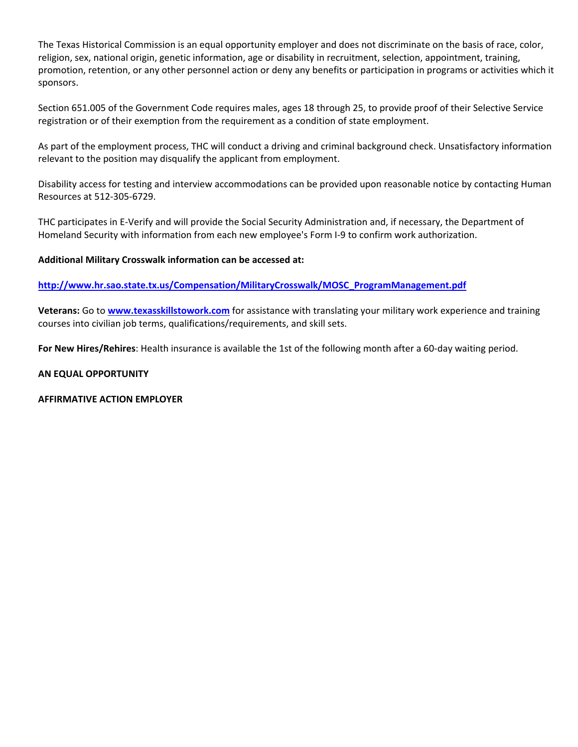The Texas Historical Commission is an equal opportunity employer and does not discriminate on the basis of race, color, religion, sex, national origin, genetic information, age or disability in recruitment, selection, appointment, training, promotion, retention, or any other personnel action or deny any benefits or participation in programs or activities which it sponsors.

Section 651.005 of the Government Code requires males, ages 18 through 25, to provide proof of their Selective Service registration or of their exemption from the requirement as a condition of state employment.

As part of the employment process, THC will conduct a driving and criminal background check. Unsatisfactory information relevant to the position may disqualify the applicant from employment.

Disability access for testing and interview accommodations can be provided upon reasonable notice by contacting Human Resources at 512-305-6729.

THC participates in E-Verify and will provide the Social Security Administration and, if necessary, the Department of Homeland Security with information from each new employee's Form I-9 to confirm work authorization.

**Additional Military Crosswalk information can be accessed at:**

**[http://www.hr.sao.state.tx.us/Compensation/MilitaryCrosswalk/MOSC_ProgramManagement.pdf](http://www.hr.sao.state.tx.us/Compensation/MilitaryCrosswalk/MOSC_ProgramManagement.pdf)**

**Veterans:** Go to **[www.texasskillstowork.com](http://www.texasskillstowork.com)** for assistance with translating your military work experience and training courses into civilian job terms, qualifications/requirements, and skill sets.

**For New Hires/Rehires**: Health insurance is available the 1st of the following month after a 60-day waiting period.

**AN EQUAL OPPORTUNITY**

**AFFIRMATIVE ACTION EMPLOYER**